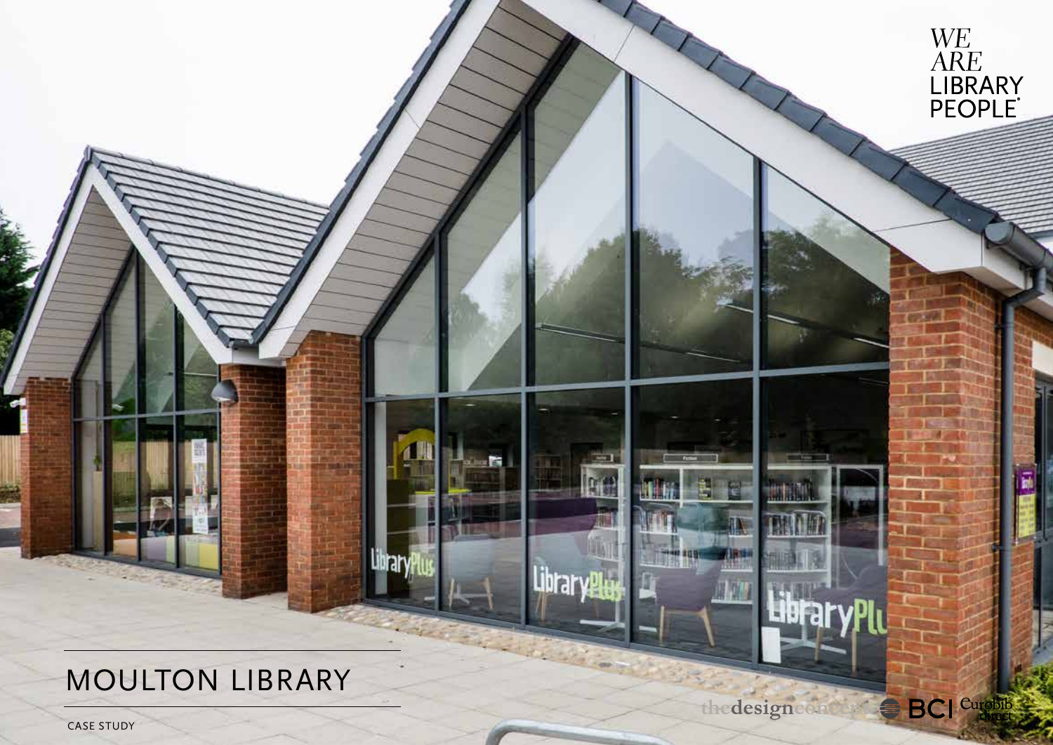WE ARE LIBRARY PEOPLE

# MOULTON LIBRARY

CASE STUDY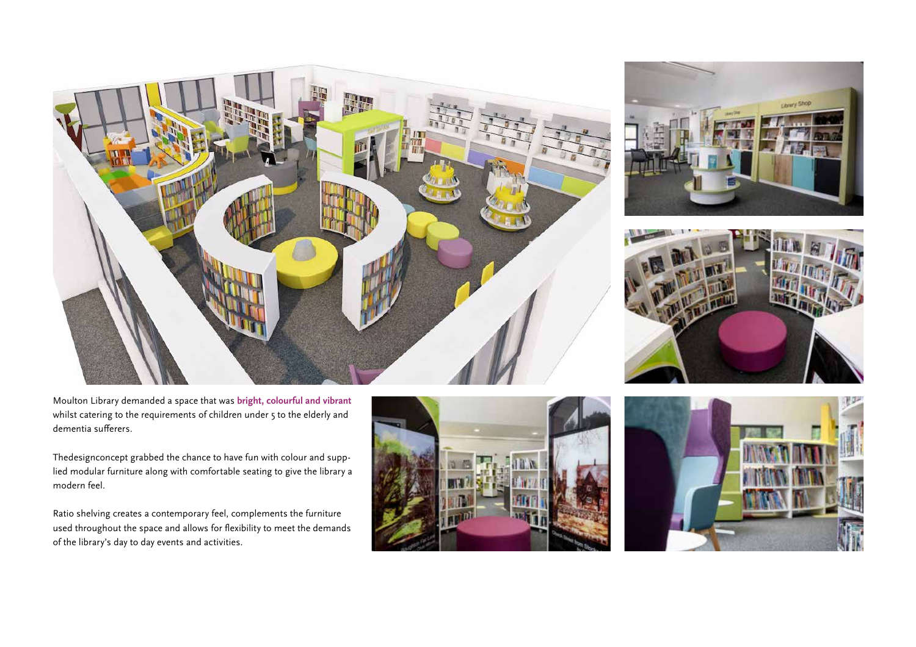Moulton Library demanded a space that was **bright, colourful and vibrant** whilst catering to the requirements of children under 5 to the elderly and dementia sufferers.

Thedesignconcept grabbed the chance to have fun with colour and supplied modular furniture along with comfortable seating to give the library a modern feel.

Ratio shelving creates a contemporary feel, complements the furniture used throughout the space and allows for flexibility to meet the demands of the library's day to day events and activities.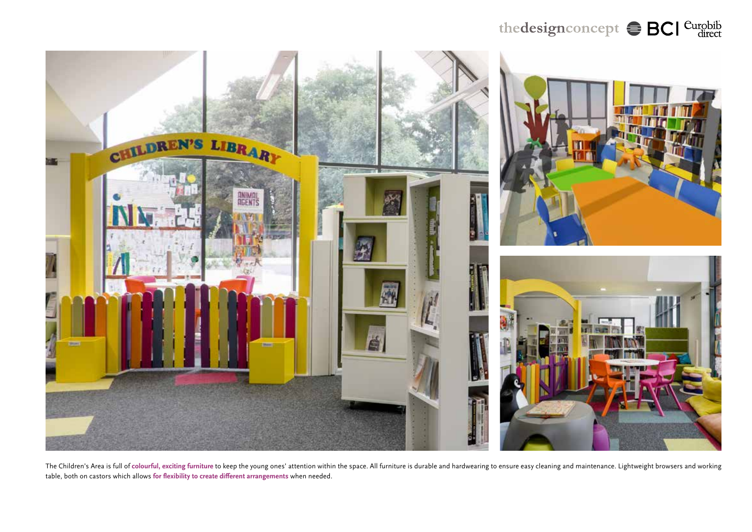The Children's Area is full of **colourful, exciting furniture** to keep the young ones' attention within the space. All furniture is durable and hardwearing to ensure easy cleaning and maintenance. Lightweight browsers and working table, both on castors which allows **for flexibility to create different arrangements** when needed.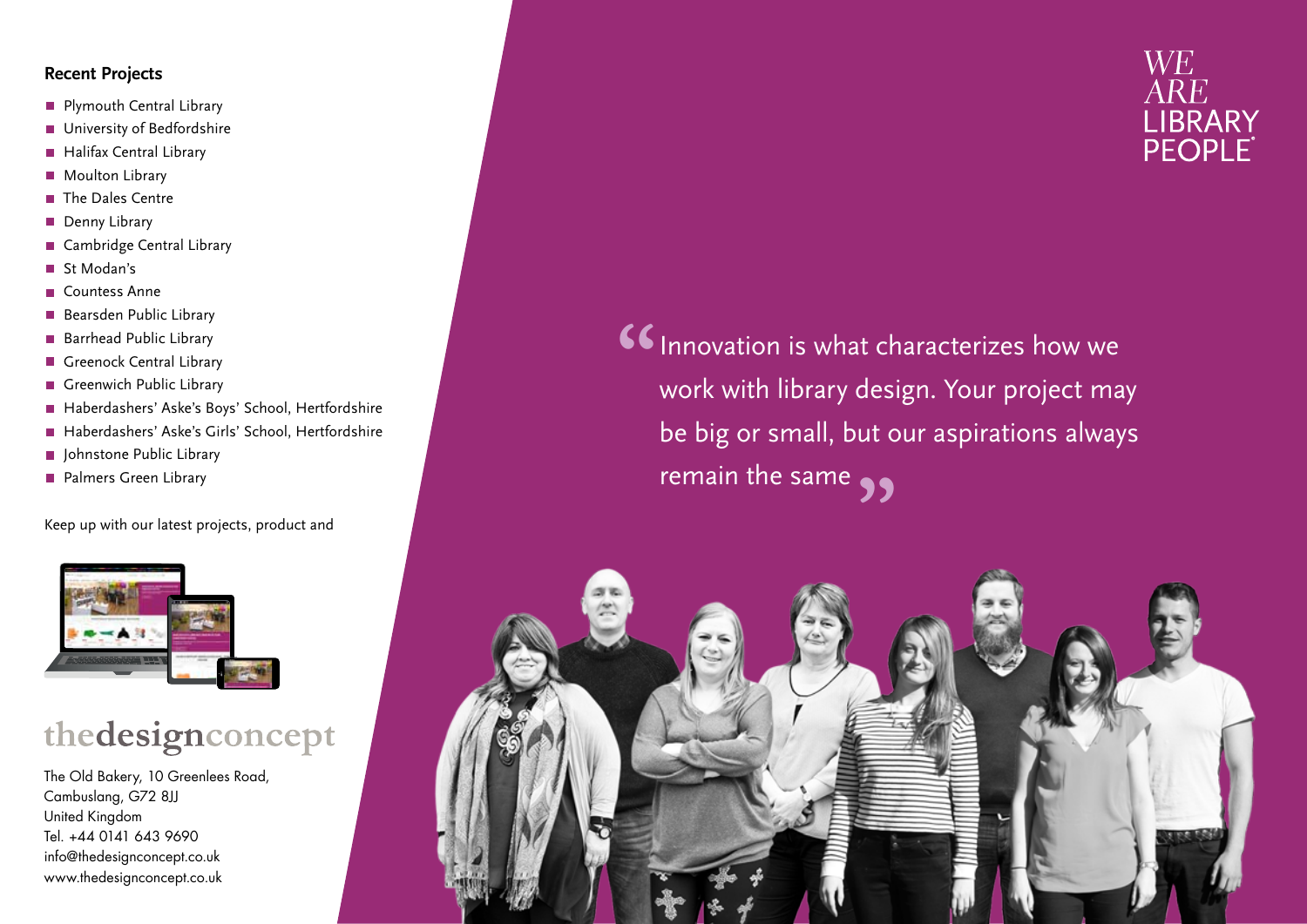### Recent Projects

- Plymouth Central Library
- University of Bedfordshire
- Halifax Central Library
- Moulton Library
- The Dales Centre
- Denny Library
- Cambridge Central Library
- St Modan's
- Countess Anne
- Bearsden Public Library
- Barrhead Public Library
- Greenock Central Library
- Greenwich Public Library
- Haberdashers' Aske's Boys' School, Hertfordshire
- Haberdashers' Aske's Girls' School, Hertfordshire
- Johnstone Public Library
- Palmers Green Library

Keep up with our latest projects, product and

thedesignconcept

The Old Bakery, 10 Greenlees Road,
Cambuslang, G72 8JJ
United Kingdom
Tel. +44 0141 643 9690
info@thedesignconcept.co.uk
www.thedesignconcept.co.uk

WE ARE LIBRARY PEOPLE®

"Innovation is what characterizes how we work with library design. Your project may be big or small, but our aspirations always remain the same"